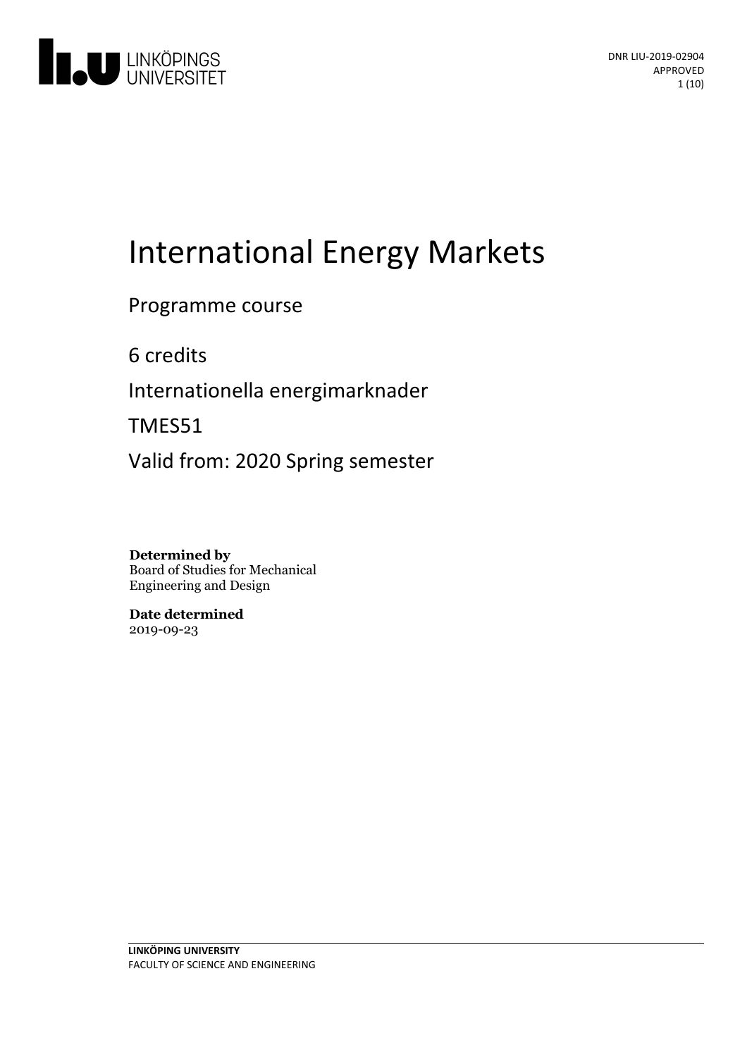# International Energy Markets

Programme course

6 credits

Internationella energimarknader

TMES51

Valid from: 2020 Spring semester

**Determined by**
Board of Studies for Mechanical Engineering and Design

**Date determined**
2019-09-23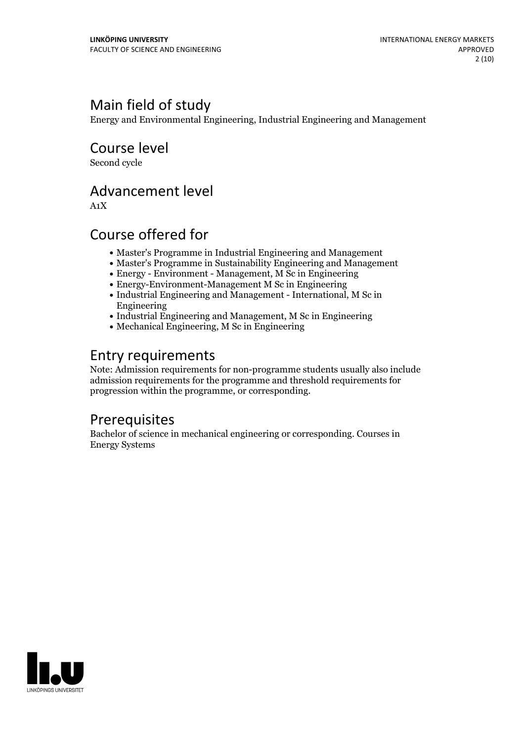## Main field of study

Energy and Environmental Engineering, Industrial Engineering and Management

## Course level

Second cycle

## Advancement level

A1X

## Course offered for

- Master's Programme in Industrial Engineering and Management
- Master's Programme in Sustainability Engineering and Management
- Energy - Environment - Management, M Sc in Engineering
- Energy-Environment-Management M Sc in Engineering
- Industrial Engineering and Management - International, M Sc in Engineering
- Industrial Engineering and Management, M Sc in Engineering
- Mechanical Engineering, M Sc in Engineering

## Entry requirements

Note: Admission requirements for non-programme students usually also include admission requirements for the programme and threshold requirements for progression within the programme, or corresponding.

## Prerequisites

Bachelor of science in mechanical engineering or corresponding. Courses in Energy Systems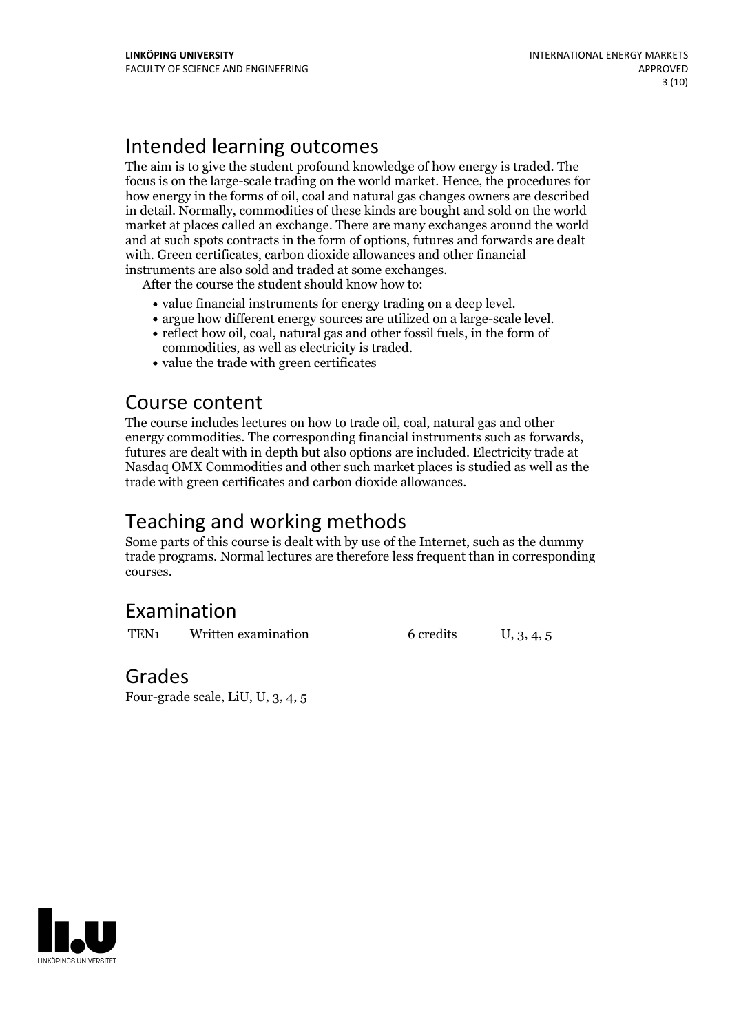## Intended learning outcomes

The aim is to give the student profound knowledge of how energy is traded. The focus is on the large-scale trading on the world market. Hence, the procedures for how energy in the forms of oil, coal and natural gas changes owners are described in detail. Normally, commodities of these kinds are bought and sold on the world market at places called an exchange. There are many exchanges around the world and at such spots contracts in the form of options, futures and forwards are dealt with. Green certificates, carbon dioxide allowances and other financial instruments are also sold and traded at some exchanges.

After the course the student should know how to:

- value financial instruments for energy trading on a deep level.
- argue how different energy sources are utilized on a large-scale level.
- reflect how oil, coal, natural gas and other fossil fuels, in the form of commodities, as well as electricity is traded.
- value the trade with green certificates

## Course content

The course includes lectures on how to trade oil, coal, natural gas and other energy commodities. The corresponding financial instruments such as forwards, futures are dealt with in depth but also options are included. Electricity trade at Nasdaq OMX Commodities and other such market places is studied as well as the trade with green certificates and carbon dioxide allowances.

## Teaching and working methods

Some parts of this course is dealt with by use of the Internet, such as the dummy trade programs. Normal lectures are therefore less frequent than in corresponding courses.

## Examination

| | | | |
|---|---|---|---|
| TEN1 | Written examination | 6 credits | U, 3, 4, 5 |

## Grades

Four-grade scale, LiU, U, 3, 4, 5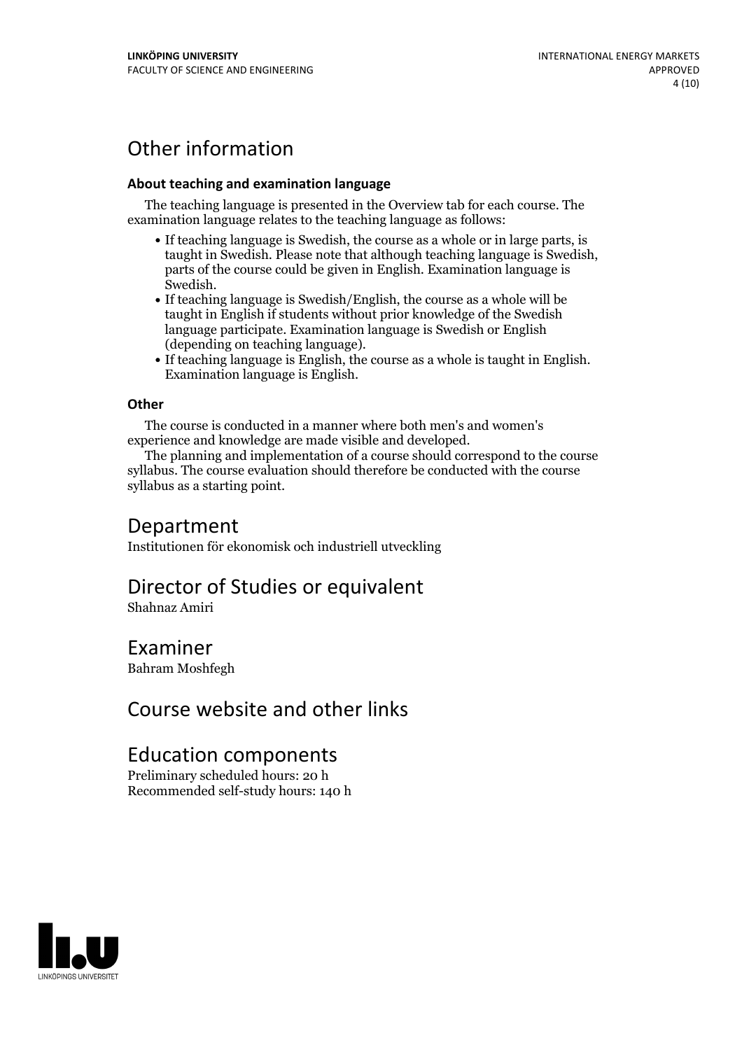# Other information

### About teaching and examination language

The teaching language is presented in the Overview tab for each course. The examination language relates to the teaching language as follows:

- If teaching language is Swedish, the course as a whole or in large parts, is taught in Swedish. Please note that although teaching language is Swedish, parts of the course could be given in English. Examination language is Swedish.
- If teaching language is Swedish/English, the course as a whole will be taught in English if students without prior knowledge of the Swedish language participate. Examination language is Swedish or English (depending on teaching language).
- If teaching language is English, the course as a whole is taught in English. Examination language is English.

### Other

The course is conducted in a manner where both men's and women's experience and knowledge are made visible and developed.

The planning and implementation of a course should correspond to the course syllabus. The course evaluation should therefore be conducted with the course syllabus as a starting point.

# Department

Institutionen för ekonomisk och industriell utveckling

# Director of Studies or equivalent

Shahnaz Amiri

# Examiner

Bahram Moshfegh

# Course website and other links

# Education components

Preliminary scheduled hours: 20 h
Recommended self-study hours: 140 h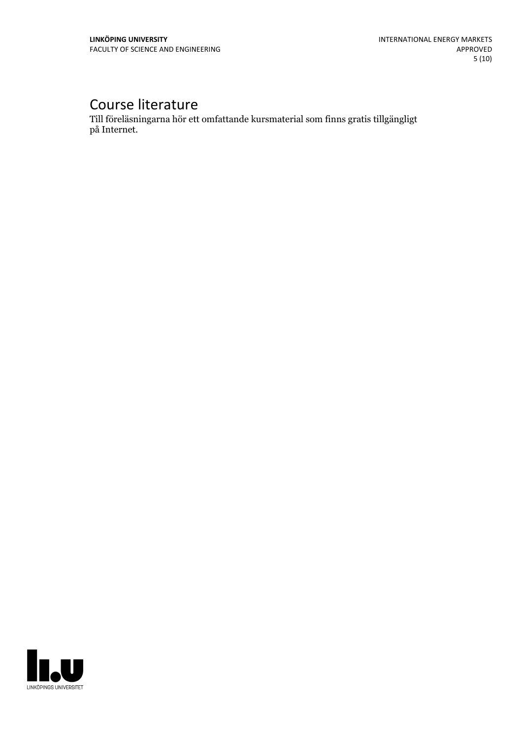# Course literature

Till föreläsningarna hör ett omfattande kursmaterial som finns gratis tillgängligt på Internet.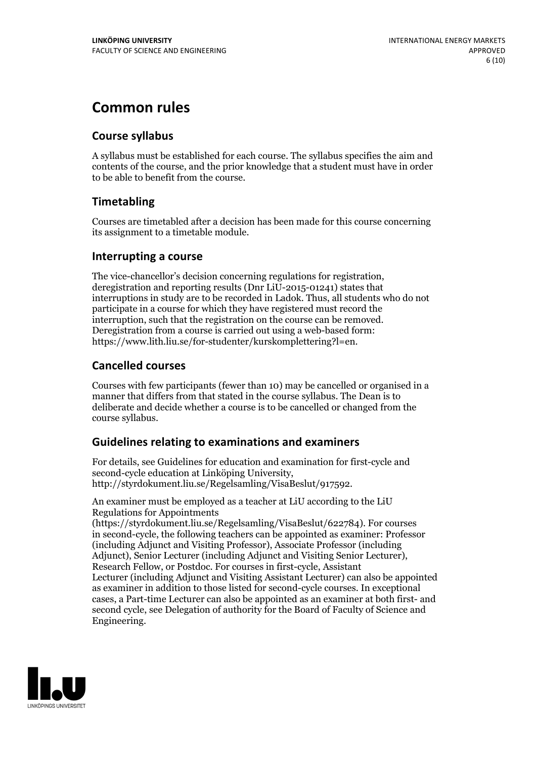# Common rules

## Course syllabus

A syllabus must be established for each course. The syllabus specifies the aim and contents of the course, and the prior knowledge that a student must have in order to be able to benefit from the course.

## Timetabling

Courses are timetabled after a decision has been made for this course concerning its assignment to a timetable module.

## Interrupting a course

The vice-chancellor's decision concerning regulations for registration, deregistration and reporting results (Dnr LiU-2015-01241) states that interruptions in study are to be recorded in Ladok. Thus, all students who do not participate in a course for which they have registered must record the interruption, such that the registration on the course can be removed. Deregistration from a course is carried out using a web-based form: https://www.lith.liu.se/for-studenter/kurskomplettering?l=en.

## Cancelled courses

Courses with few participants (fewer than 10) may be cancelled or organised in a manner that differs from that stated in the course syllabus. The Dean is to deliberate and decide whether a course is to be cancelled or changed from the course syllabus.

## Guidelines relating to examinations and examiners

For details, see Guidelines for education and examination for first-cycle and second-cycle education at Linköping University, http://styrdokument.liu.se/Regelsamling/VisaBeslut/917592.

An examiner must be employed as a teacher at LiU according to the LiU Regulations for Appointments (https://styrdokument.liu.se/Regelsamling/VisaBeslut/622784). For courses in second-cycle, the following teachers can be appointed as examiner: Professor (including Adjunct and Visiting Professor), Associate Professor (including Adjunct), Senior Lecturer (including Adjunct and Visiting Senior Lecturer), Research Fellow, or Postdoc. For courses in first-cycle, Assistant Lecturer (including Adjunct and Visiting Assistant Lecturer) can also be appointed as examiner in addition to those listed for second-cycle courses. In exceptional cases, a Part-time Lecturer can also be appointed as an examiner at both first- and second cycle, see Delegation of authority for the Board of Faculty of Science and Engineering.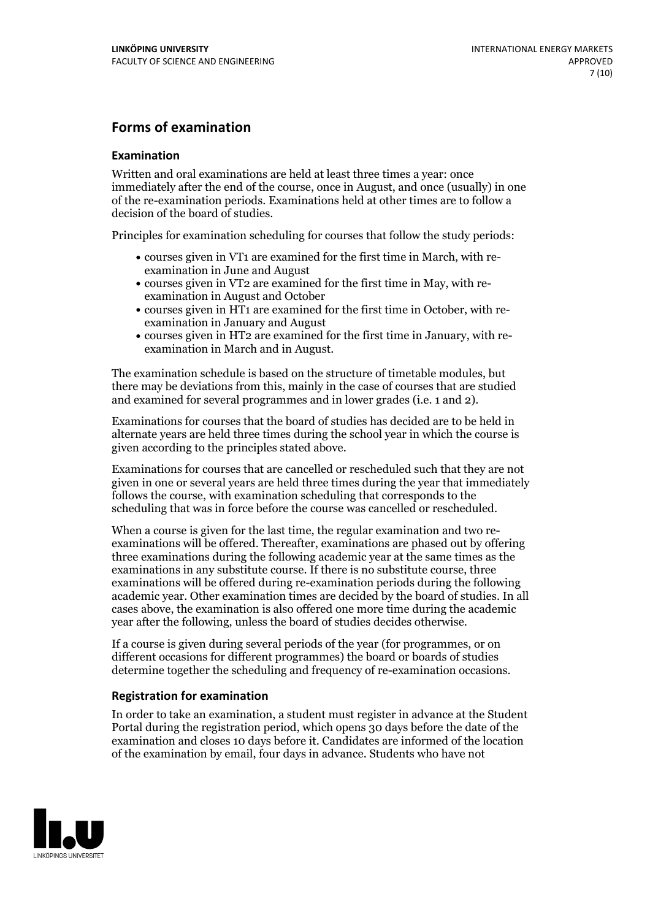## Forms of examination

### Examination

Written and oral examinations are held at least three times a year: once immediately after the end of the course, once in August, and once (usually) in one of the re-examination periods. Examinations held at other times are to follow a decision of the board of studies.

Principles for examination scheduling for courses that follow the study periods:

- courses given in VT1 are examined for the first time in March, with re-examination in June and August
- courses given in VT2 are examined for the first time in May, with re-examination in August and October
- courses given in HT1 are examined for the first time in October, with re-examination in January and August
- courses given in HT2 are examined for the first time in January, with re-examination in March and in August.

The examination schedule is based on the structure of timetable modules, but there may be deviations from this, mainly in the case of courses that are studied and examined for several programmes and in lower grades (i.e. 1 and 2).

Examinations for courses that the board of studies has decided are to be held in alternate years are held three times during the school year in which the course is given according to the principles stated above.

Examinations for courses that are cancelled or rescheduled such that they are not given in one or several years are held three times during the year that immediately follows the course, with examination scheduling that corresponds to the scheduling that was in force before the course was cancelled or rescheduled.

When a course is given for the last time, the regular examination and two re-examinations will be offered. Thereafter, examinations are phased out by offering three examinations during the following academic year at the same times as the examinations in any substitute course. If there is no substitute course, three examinations will be offered during re-examination periods during the following academic year. Other examination times are decided by the board of studies. In all cases above, the examination is also offered one more time during the academic year after the following, unless the board of studies decides otherwise.

If a course is given during several periods of the year (for programmes, or on different occasions for different programmes) the board or boards of studies determine together the scheduling and frequency of re-examination occasions.

### Registration for examination

In order to take an examination, a student must register in advance at the Student Portal during the registration period, which opens 30 days before the date of the examination and closes 10 days before it. Candidates are informed of the location of the examination by email, four days in advance. Students who have not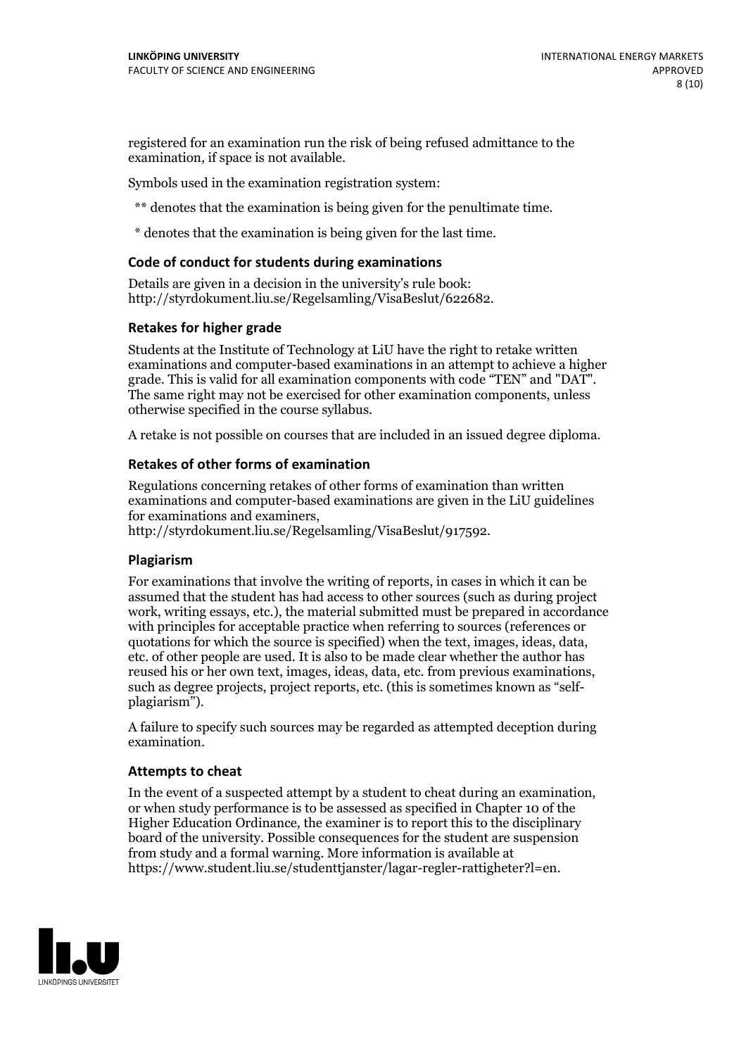registered for an examination run the risk of being refused admittance to the examination, if space is not available.

Symbols used in the examination registration system:

** denotes that the examination is being given for the penultimate time.

* denotes that the examination is being given for the last time.

### Code of conduct for students during examinations

Details are given in a decision in the university's rule book: http://styrdokument.liu.se/Regelsamling/VisaBeslut/622682.

### Retakes for higher grade

Students at the Institute of Technology at LiU have the right to retake written examinations and computer-based examinations in an attempt to achieve a higher grade. This is valid for all examination components with code "TEN" and "DAT". The same right may not be exercised for other examination components, unless otherwise specified in the course syllabus.

A retake is not possible on courses that are included in an issued degree diploma.

### Retakes of other forms of examination

Regulations concerning retakes of other forms of examination than written examinations and computer-based examinations are given in the LiU guidelines for examinations and examiners, http://styrdokument.liu.se/Regelsamling/VisaBeslut/917592.

### Plagiarism

For examinations that involve the writing of reports, in cases in which it can be assumed that the student has had access to other sources (such as during project work, writing essays, etc.), the material submitted must be prepared in accordance with principles for acceptable practice when referring to sources (references or quotations for which the source is specified) when the text, images, ideas, data, etc. of other people are used. It is also to be made clear whether the author has reused his or her own text, images, ideas, data, etc. from previous examinations, such as degree projects, project reports, etc. (this is sometimes known as "self-plagiarism").

A failure to specify such sources may be regarded as attempted deception during examination.

### Attempts to cheat

In the event of a suspected attempt by a student to cheat during an examination, or when study performance is to be assessed as specified in Chapter 10 of the Higher Education Ordinance, the examiner is to report this to the disciplinary board of the university. Possible consequences for the student are suspension from study and a formal warning. More information is available at https://www.student.liu.se/studenttjanster/lagar-regler-rattigheter?l=en.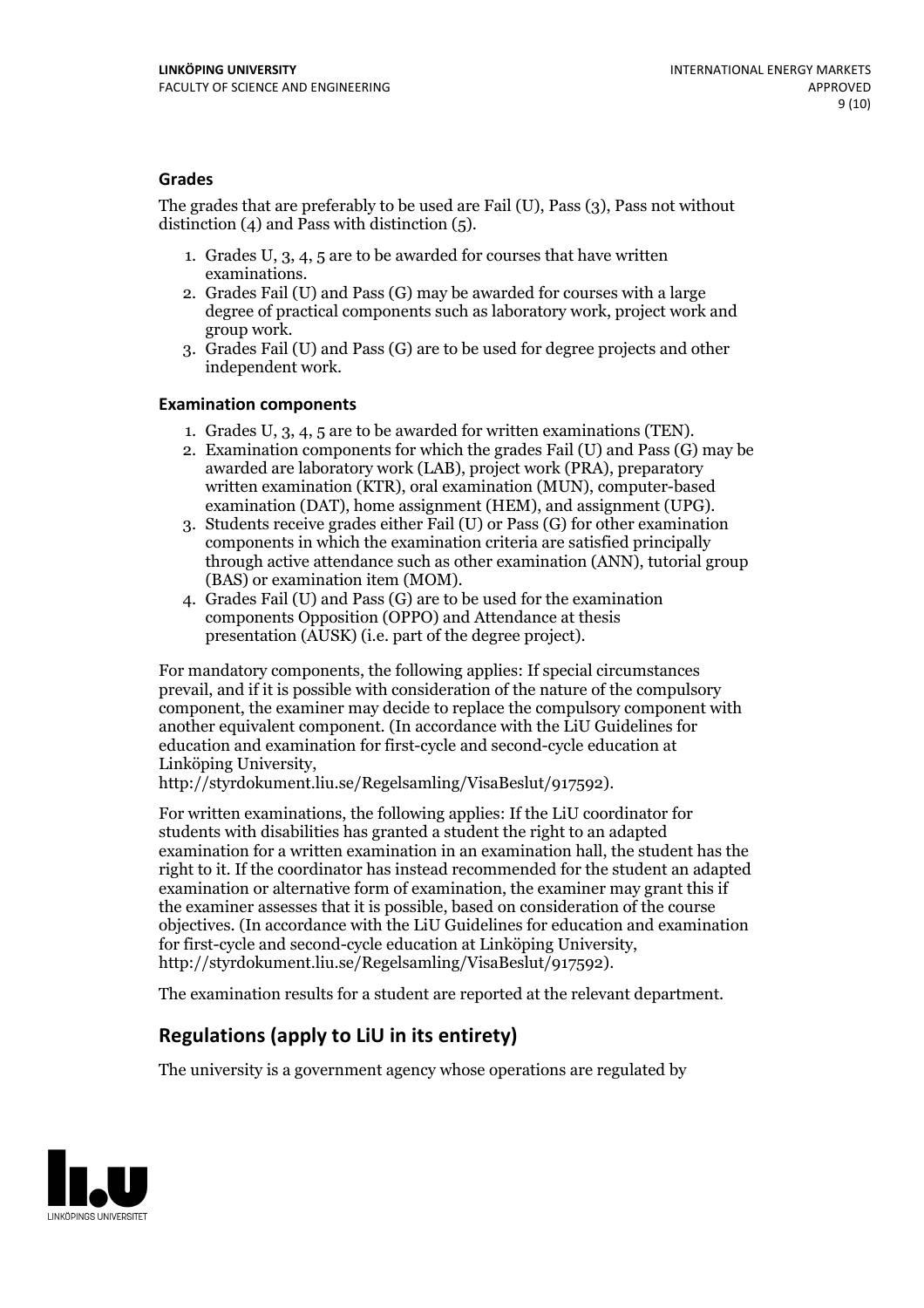### Grades

The grades that are preferably to be used are Fail (U), Pass (3), Pass not without distinction (4) and Pass with distinction (5).

1. Grades U, 3, 4, 5 are to be awarded for courses that have written examinations.
2. Grades Fail (U) and Pass (G) may be awarded for courses with a large degree of practical components such as laboratory work, project work and group work.
3. Grades Fail (U) and Pass (G) are to be used for degree projects and other independent work.

### Examination components

1. Grades U, 3, 4, 5 are to be awarded for written examinations (TEN).
2. Examination components for which the grades Fail (U) and Pass (G) may be awarded are laboratory work (LAB), project work (PRA), preparatory written examination (KTR), oral examination (MUN), computer-based examination (DAT), home assignment (HEM), and assignment (UPG).
3. Students receive grades either Fail (U) or Pass (G) for other examination components in which the examination criteria are satisfied principally through active attendance such as other examination (ANN), tutorial group (BAS) or examination item (MOM).
4. Grades Fail (U) and Pass (G) are to be used for the examination components Opposition (OPPO) and Attendance at thesis presentation (AUSK) (i.e. part of the degree project).

For mandatory components, the following applies: If special circumstances prevail, and if it is possible with consideration of the nature of the compulsory component, the examiner may decide to replace the compulsory component with another equivalent component. (In accordance with the LiU Guidelines for education and examination for first-cycle and second-cycle education at Linköping University, http://styrdokument.liu.se/Regelsamling/VisaBeslut/917592).

For written examinations, the following applies: If the LiU coordinator for students with disabilities has granted a student the right to an adapted examination for a written examination in an examination hall, the student has the right to it. If the coordinator has instead recommended for the student an adapted examination or alternative form of examination, the examiner may grant this if the examiner assesses that it is possible, based on consideration of the course objectives. (In accordance with the LiU Guidelines for education and examination for first-cycle and second-cycle education at Linköping University, http://styrdokument.liu.se/Regelsamling/VisaBeslut/917592).

The examination results for a student are reported at the relevant department.

## Regulations (apply to LiU in its entirety)

The university is a government agency whose operations are regulated by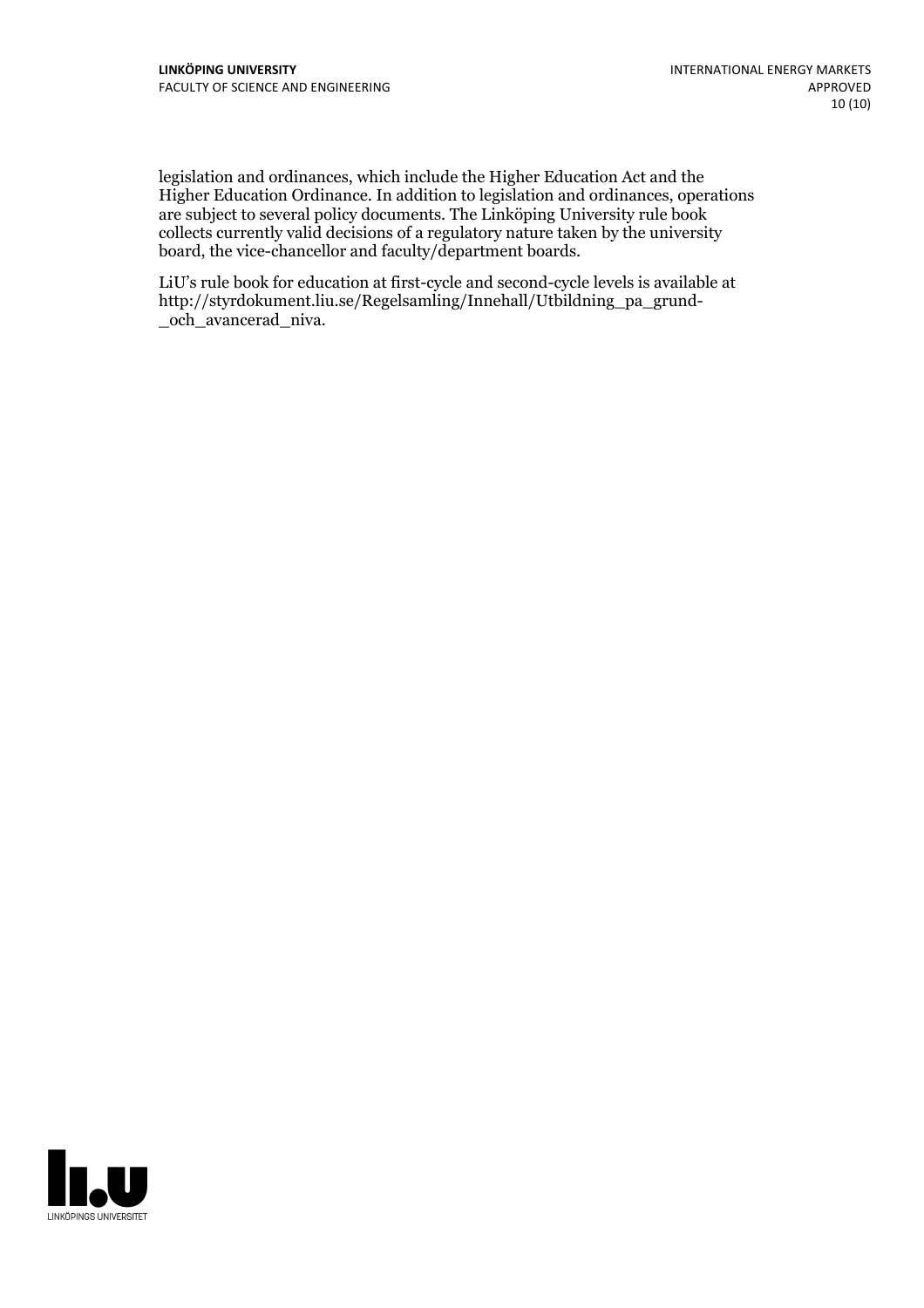legislation and ordinances, which include the Higher Education Act and the Higher Education Ordinance. In addition to legislation and ordinances, operations are subject to several policy documents. The Linköping University rule book collects currently valid decisions of a regulatory nature taken by the university board, the vice-chancellor and faculty/department boards.

LiU's rule book for education at first-cycle and second-cycle levels is available at http://styrdokument.liu.se/Regelsamling/Innehall/Utbildning_pa_grund-_och_avancerad_niva.